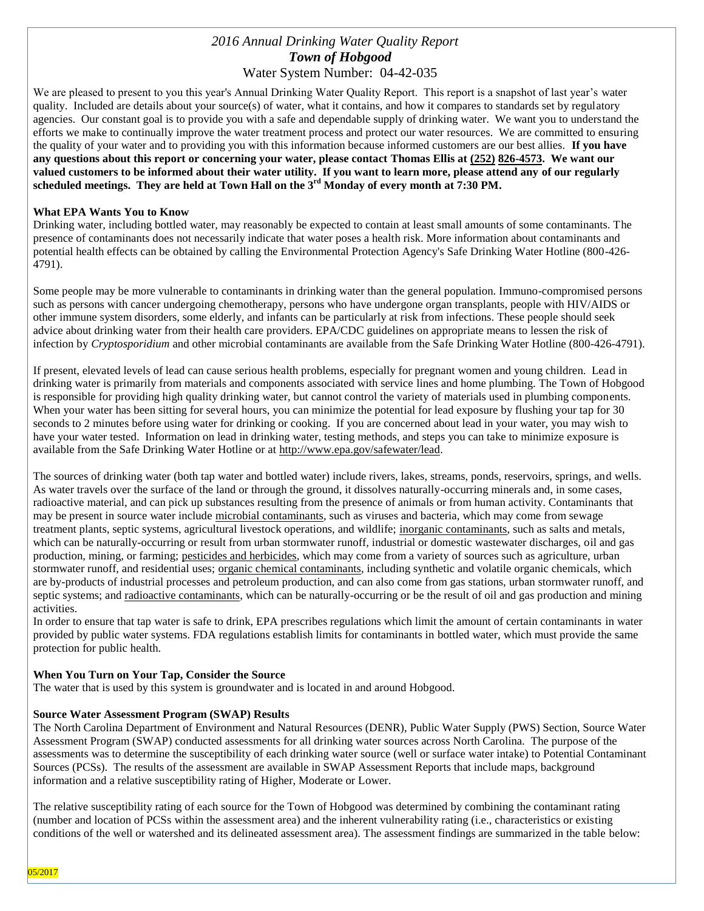# *2016 Annual Drinking Water Quality Report*
## ***Town of Hobgood***
### Water System Number: 04-42-035

We are pleased to present to you this year's Annual Drinking Water Quality Report. This report is a snapshot of last year's water quality. Included are details about your source(s) of water, what it contains, and how it compares to standards set by regulatory agencies. Our constant goal is to provide you with a safe and dependable supply of drinking water. We want you to understand the efforts we make to continually improve the water treatment process and protect our water resources. We are committed to ensuring the quality of your water and to providing you with this information because informed customers are our best allies. **If you have any questions about this report or concerning your water, please contact Thomas Ellis at (252) 826-4573. We want our valued customers to be informed about their water utility. If you want to learn more, please attend any of our regularly scheduled meetings. They are held at Town Hall on the 3rd Monday of every month at 7:30 PM.**

**What EPA Wants You to Know**

Drinking water, including bottled water, may reasonably be expected to contain at least small amounts of some contaminants. The presence of contaminants does not necessarily indicate that water poses a health risk. More information about contaminants and potential health effects can be obtained by calling the Environmental Protection Agency's Safe Drinking Water Hotline (800-426-4791).

Some people may be more vulnerable to contaminants in drinking water than the general population. Immuno-compromised persons such as persons with cancer undergoing chemotherapy, persons who have undergone organ transplants, people with HIV/AIDS or other immune system disorders, some elderly, and infants can be particularly at risk from infections. These people should seek advice about drinking water from their health care providers. EPA/CDC guidelines on appropriate means to lessen the risk of infection by *Cryptosporidium* and other microbial contaminants are available from the Safe Drinking Water Hotline (800-426-4791).

If present, elevated levels of lead can cause serious health problems, especially for pregnant women and young children. Lead in drinking water is primarily from materials and components associated with service lines and home plumbing. The Town of Hobgood is responsible for providing high quality drinking water, but cannot control the variety of materials used in plumbing components. When your water has been sitting for several hours, you can minimize the potential for lead exposure by flushing your tap for 30 seconds to 2 minutes before using water for drinking or cooking. If you are concerned about lead in your water, you may wish to have your water tested. Information on lead in drinking water, testing methods, and steps you can take to minimize exposure is available from the Safe Drinking Water Hotline or at http://www.epa.gov/safewater/lead.

The sources of drinking water (both tap water and bottled water) include rivers, lakes, streams, ponds, reservoirs, springs, and wells. As water travels over the surface of the land or through the ground, it dissolves naturally-occurring minerals and, in some cases, radioactive material, and can pick up substances resulting from the presence of animals or from human activity. Contaminants that may be present in source water include microbial contaminants, such as viruses and bacteria, which may come from sewage treatment plants, septic systems, agricultural livestock operations, and wildlife; inorganic contaminants, such as salts and metals, which can be naturally-occurring or result from urban stormwater runoff, industrial or domestic wastewater discharges, oil and gas production, mining, or farming; pesticides and herbicides, which may come from a variety of sources such as agriculture, urban stormwater runoff, and residential uses; organic chemical contaminants, including synthetic and volatile organic chemicals, which are by-products of industrial processes and petroleum production, and can also come from gas stations, urban stormwater runoff, and septic systems; and radioactive contaminants, which can be naturally-occurring or be the result of oil and gas production and mining activities.

In order to ensure that tap water is safe to drink, EPA prescribes regulations which limit the amount of certain contaminants in water provided by public water systems. FDA regulations establish limits for contaminants in bottled water, which must provide the same protection for public health.

**When You Turn on Your Tap, Consider the Source**

The water that is used by this system is groundwater and is located in and around Hobgood.

**Source Water Assessment Program (SWAP) Results**

The North Carolina Department of Environment and Natural Resources (DENR), Public Water Supply (PWS) Section, Source Water Assessment Program (SWAP) conducted assessments for all drinking water sources across North Carolina. The purpose of the assessments was to determine the susceptibility of each drinking water source (well or surface water intake) to Potential Contaminant Sources (PCSs). The results of the assessment are available in SWAP Assessment Reports that include maps, background information and a relative susceptibility rating of Higher, Moderate or Lower.

The relative susceptibility rating of each source for the Town of Hobgood was determined by combining the contaminant rating (number and location of PCSs within the assessment area) and the inherent vulnerability rating (i.e., characteristics or existing conditions of the well or watershed and its delineated assessment area). The assessment findings are summarized in the table below: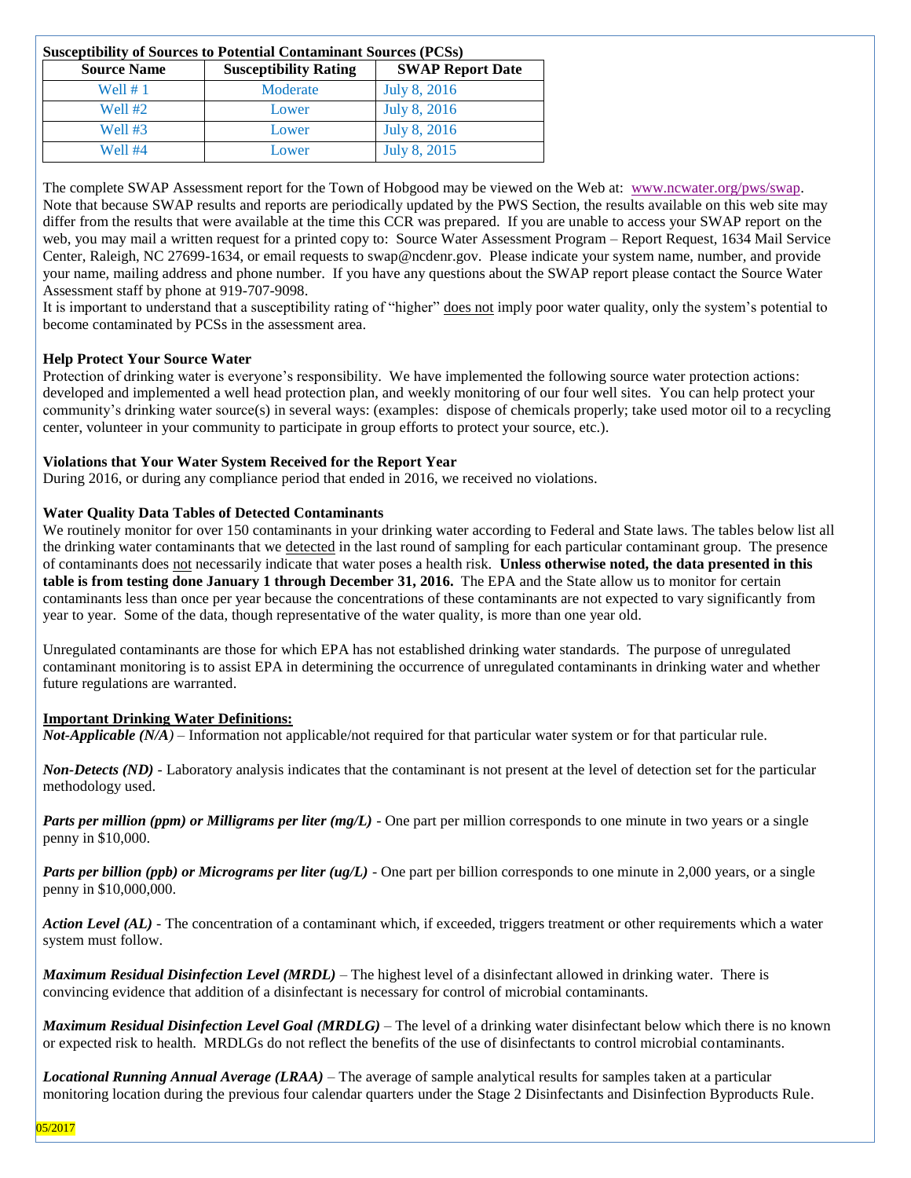**Susceptibility of Sources to Potential Contaminant Sources (PCSs)**

| Source Name | Susceptibility Rating | SWAP Report Date |
| --- | --- | --- |
| Well # 1 | Moderate | July 8, 2016 |
| Well #2 | Lower | July 8, 2016 |
| Well #3 | Lower | July 8, 2016 |
| Well #4 | Lower | July 8, 2015 |

The complete SWAP Assessment report for the Town of Hobgood may be viewed on the Web at: www.ncwater.org/pws/swap. Note that because SWAP results and reports are periodically updated by the PWS Section, the results available on this web site may differ from the results that were available at the time this CCR was prepared. If you are unable to access your SWAP report on the web, you may mail a written request for a printed copy to: Source Water Assessment Program – Report Request, 1634 Mail Service Center, Raleigh, NC 27699-1634, or email requests to swap@ncdenr.gov. Please indicate your system name, number, and provide your name, mailing address and phone number. If you have any questions about the SWAP report please contact the Source Water Assessment staff by phone at 919-707-9098.

It is important to understand that a susceptibility rating of "higher" does not imply poor water quality, only the system's potential to become contaminated by PCSs in the assessment area.

**Help Protect Your Source Water**

Protection of drinking water is everyone's responsibility. We have implemented the following source water protection actions: developed and implemented a well head protection plan, and weekly monitoring of our four well sites. You can help protect your community's drinking water source(s) in several ways: (examples: dispose of chemicals properly; take used motor oil to a recycling center, volunteer in your community to participate in group efforts to protect your source, etc.).

**Violations that Your Water System Received for the Report Year**

During 2016, or during any compliance period that ended in 2016, we received no violations.

**Water Quality Data Tables of Detected Contaminants**

We routinely monitor for over 150 contaminants in your drinking water according to Federal and State laws. The tables below list all the drinking water contaminants that we detected in the last round of sampling for each particular contaminant group. The presence of contaminants does not necessarily indicate that water poses a health risk. **Unless otherwise noted, the data presented in this table is from testing done January 1 through December 31, 2016.** The EPA and the State allow us to monitor for certain contaminants less than once per year because the concentrations of these contaminants are not expected to vary significantly from year to year. Some of the data, though representative of the water quality, is more than one year old.

Unregulated contaminants are those for which EPA has not established drinking water standards. The purpose of unregulated contaminant monitoring is to assist EPA in determining the occurrence of unregulated contaminants in drinking water and whether future regulations are warranted.

**Important Drinking Water Definitions:**

***Not-Applicable (N/A)*** – Information not applicable/not required for that particular water system or for that particular rule.

***Non-Detects (ND)*** - Laboratory analysis indicates that the contaminant is not present at the level of detection set for the particular methodology used.

***Parts per million (ppm) or Milligrams per liter (mg/L)*** - One part per million corresponds to one minute in two years or a single penny in $10,000.

***Parts per billion (ppb) or Micrograms per liter (ug/L)*** - One part per billion corresponds to one minute in 2,000 years, or a single penny in $10,000,000.

***Action Level (AL)*** - The concentration of a contaminant which, if exceeded, triggers treatment or other requirements which a water system must follow.

***Maximum Residual Disinfection Level (MRDL)*** – The highest level of a disinfectant allowed in drinking water. There is convincing evidence that addition of a disinfectant is necessary for control of microbial contaminants.

***Maximum Residual Disinfection Level Goal (MRDLG)*** – The level of a drinking water disinfectant below which there is no known or expected risk to health. MRDLGs do not reflect the benefits of the use of disinfectants to control microbial contaminants.

***Locational Running Annual Average (LRAA)*** – The average of sample analytical results for samples taken at a particular monitoring location during the previous four calendar quarters under the Stage 2 Disinfectants and Disinfection Byproducts Rule.

05/2017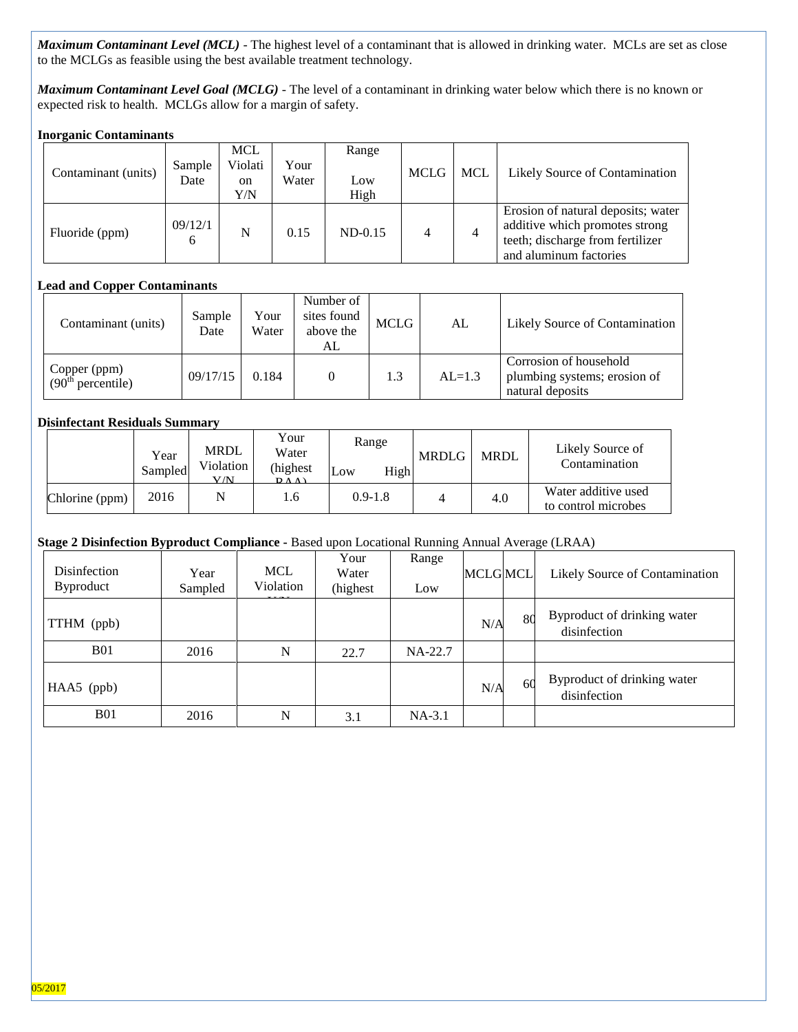***Maximum Contaminant Level (MCL)*** - The highest level of a contaminant that is allowed in drinking water. MCLs are set as close to the MCLGs as feasible using the best available treatment technology.

***Maximum Contaminant Level Goal (MCLG)*** - The level of a contaminant in drinking water below which there is no known or expected risk to health. MCLGs allow for a margin of safety.

**Inorganic Contaminants**

| Contaminant (units) | Sample Date | MCL Violation Y/N | Your Water | Range Low High | MCLG | MCL | Likely Source of Contamination |
|---|---|---|---|---|---|---|---|
| Fluoride (ppm) | 09/12/16 | N | 0.15 | ND-0.15 | 4 | 4 | Erosion of natural deposits; water additive which promotes strong teeth; discharge from fertilizer and aluminum factories |

**Lead and Copper Contaminants**

| Contaminant (units) | Sample Date | Your Water | Number of sites found above the AL | MCLG | AL | Likely Source of Contamination |
|---|---|---|---|---|---|---|
| Copper (ppm) (90th percentile) | 09/17/15 | 0.184 | 0 | 1.3 | AL=1.3 | Corrosion of household plumbing systems; erosion of natural deposits |

**Disinfectant Residuals Summary**

| | Year Sampled | MRDL Violation Y/N | Your Water (highest RAA) | Range Low High | MRDLG | MRDL | Likely Source of Contamination |
|---|---|---|---|---|---|---|---|
| Chlorine (ppm) | 2016 | N | 1.6 | 0.9-1.8 | 4 | 4.0 | Water additive used to control microbes |

**Stage 2 Disinfection Byproduct Compliance -** Based upon Locational Running Annual Average (LRAA)

| Disinfection Byproduct | Year Sampled | MCL Violation Y/N | Your Water (highest | Range Low | MCLG | MCL | Likely Source of Contamination |
|---|---|---|---|---|---|---|---|
| TTHM (ppb) | | | | | N/A | 80 | Byproduct of drinking water disinfection |
| B01 | 2016 | N | 22.7 | NA-22.7 | | | |
| HAA5 (ppb) | | | | | N/A | 60 | Byproduct of drinking water disinfection |
| B01 | 2016 | N | 3.1 | NA-3.1 | | | |

05/2017